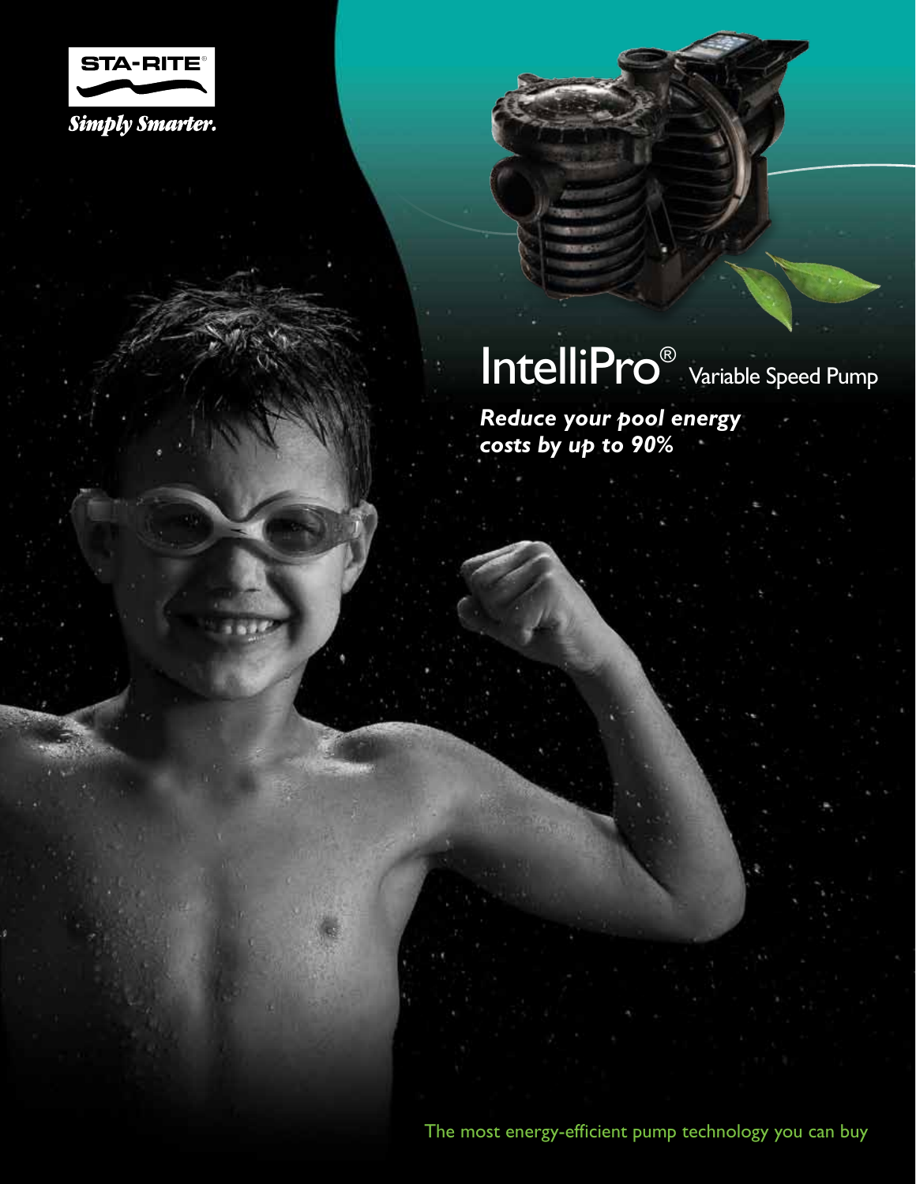STA-RITE®

*Simply Smarter.*

# IntelliPro® Variable Speed Pump

***Reduce your pool energy costs by up to 90%***

The most energy-efficient pump technology you can buy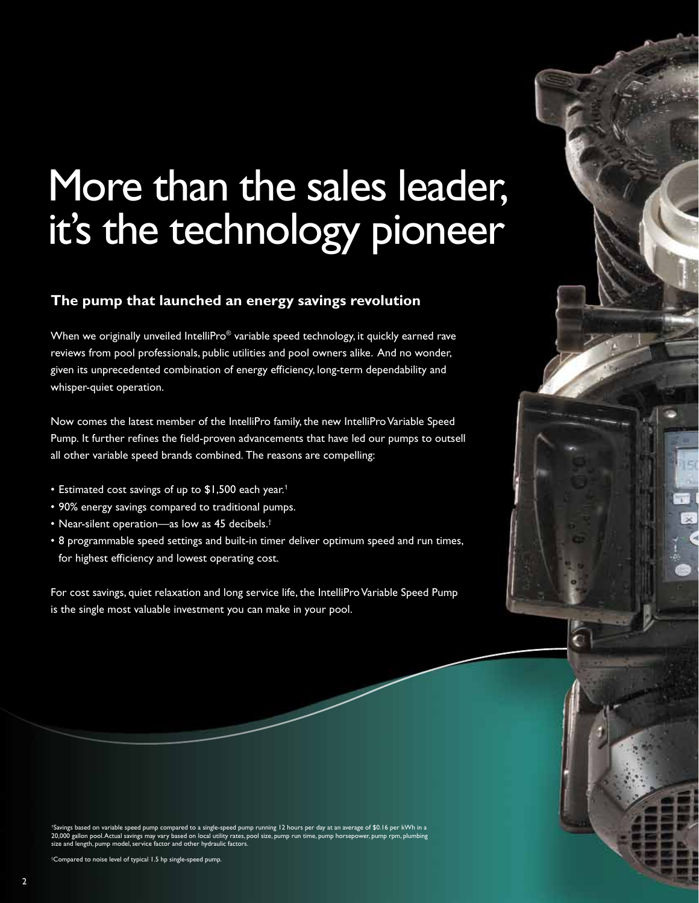# More than the sales leader, it's the technology pioneer

### The pump that launched an energy savings revolution

When we originally unveiled IntelliPro® variable speed technology, it quickly earned rave reviews from pool professionals, public utilities and pool owners alike. And no wonder, given its unprecedented combination of energy efficiency, long-term dependability and whisper-quiet operation.

Now comes the latest member of the IntelliPro family, the new IntelliPro Variable Speed Pump. It further refines the field-proven advancements that have led our pumps to outsell all other variable speed brands combined. The reasons are compelling:

- Estimated cost savings of up to $1,500 each year.[1]
- 90% energy savings compared to traditional pumps.
- Near-silent operation—as low as 45 decibels.[†]
- 8 programmable speed settings and built-in timer deliver optimum speed and run times, for highest efficiency and lowest operating cost.

For cost savings, quiet relaxation and long service life, the IntelliPro Variable Speed Pump is the single most valuable investment you can make in your pool.

[1]Savings based on variable speed pump compared to a single-speed pump running 12 hours per day at an average of $0.16 per kWh in a 20,000 gallon pool. Actual savings may vary based on local utility rates, pool size, pump run time, pump horsepower, pump rpm, plumbing size and length, pump model, service factor and other hydraulic factors.

[†]Compared to noise level of typical 1.5 hp single-speed pump.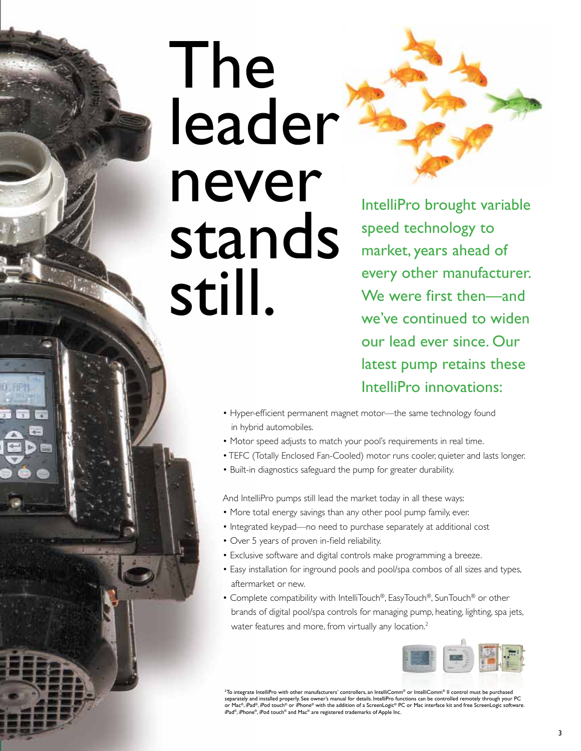# The leader never stands still.

IntelliPro brought variable speed technology to market, years ahead of every other manufacturer. We were first then—and we've continued to widen our lead ever since. Our latest pump retains these IntelliPro innovations:

- Hyper-efficient permanent magnet motor—the same technology found in hybrid automobiles.
- Motor speed adjusts to match your pool's requirements in real time.
- TEFC (Totally Enclosed Fan-Cooled) motor runs cooler, quieter and lasts longer.
- Built-in diagnostics safeguard the pump for greater durability.

And IntelliPro pumps still lead the market today in all these ways:

- More total energy savings than any other pool pump family, ever.
- Integrated keypad—no need to purchase separately at additional cost
- Over 5 years of proven in-field reliability.
- Exclusive software and digital controls make programming a breeze.
- Easy installation for inground pools and pool/spa combos of all sizes and types, aftermarket or new.
- Complete compatibility with IntelliTouch®, EasyTouch®, SunTouch® or other brands of digital pool/spa controls for managing pump, heating, lighting, spa jets, water features and more, from virtually any location.[2]

[2]To integrate IntelliPro with other manufacturers' controllers, an IntelliComm® or IntelliComm® II control must be purchased separately and installed properly. See owner's manual for details. IntelliPro functions can be controlled remotely through your PC or Mac®, iPad®, iPod touch® or iPhone® with the addition of a ScreenLogic® PC or Mac interface kit and free ScreenLogic software. iPad®, iPhone®, iPod touch® and Mac® are registered trademarks of Apple Inc.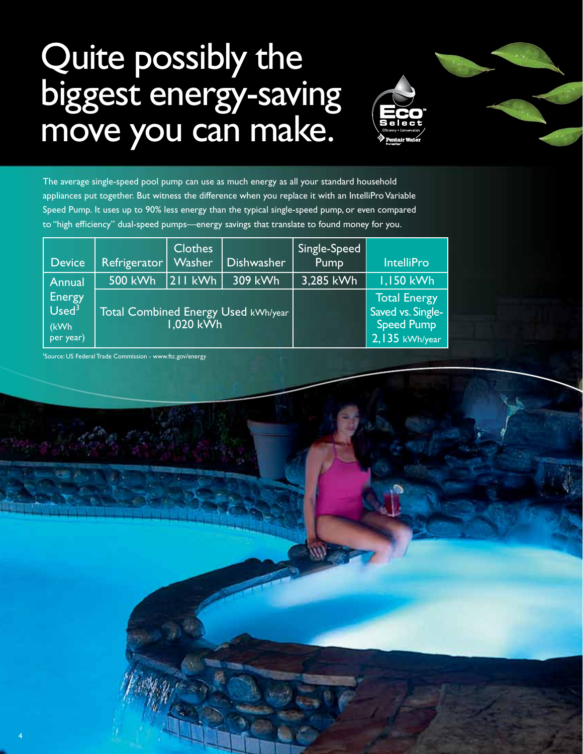# Quite possibly the biggest energy-saving move you can make.

The average single-speed pool pump can use as much energy as all your standard household appliances put together. But witness the difference when you replace it with an IntelliPro Variable Speed Pump. It uses up to 90% less energy than the typical single-speed pump, or even compared to "high efficiency" dual-speed pumps—energy savings that translate to found money for you.

| Device | Refrigerator | Clothes Washer | Dishwasher | Single-Speed Pump | IntelliPro |
|---|---|---|---|---|---|
| Annual Energy Used[3] (kWh per year) | 500 kWh | 211 kWh | 309 kWh | 3,285 kWh | 1,150 kWh |
| | Total Combined Energy Used kWh/year 1,020 kWh | | | | Total Energy Saved vs. Single-Speed Pump 2,135 kWh/year |

[3]Source: US Federal Trade Commission - www.ftc.gov/energy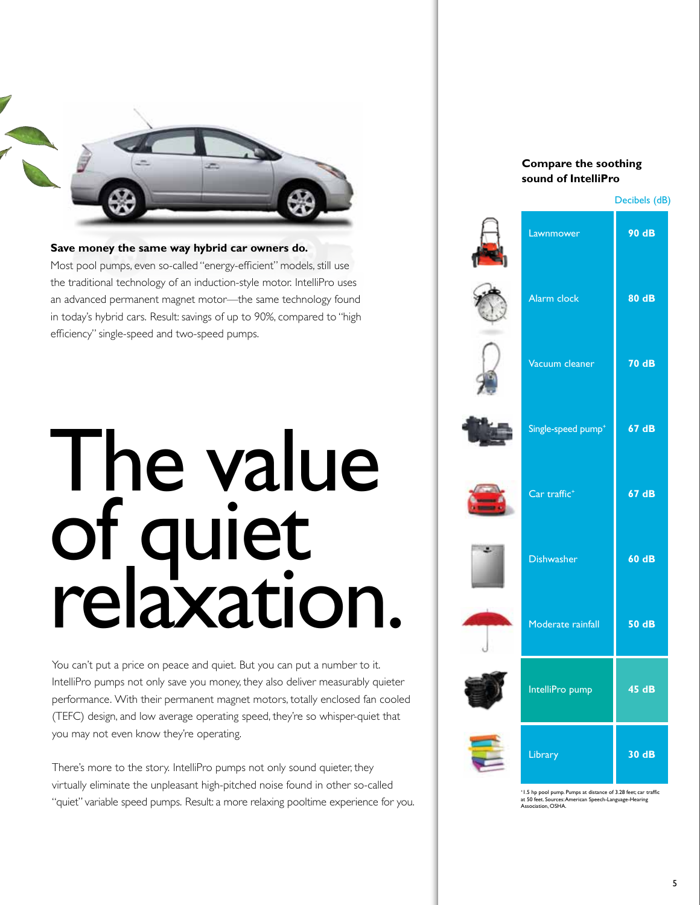**Save money the same way hybrid car owners do.**
Most pool pumps, even so-called "energy-efficient" models, still use the traditional technology of an induction-style motor. IntelliPro uses an advanced permanent magnet motor—the same technology found in today's hybrid cars. Result: savings of up to 90%, compared to "high efficiency" single-speed and two-speed pumps.

# The value of quiet relaxation.

You can't put a price on peace and quiet. But you can put a number to it. IntelliPro pumps not only save you money, they also deliver measurably quieter performance. With their permanent magnet motors, totally enclosed fan cooled (TEFC) design, and low average operating speed, they're so whisper-quiet that you may not even know they're operating.

There's more to the story. IntelliPro pumps not only sound quieter, they virtually eliminate the unpleasant high-pitched noise found in other so-called "quiet" variable speed pumps. Result: a more relaxing pooltime experience for you.

**Compare the soothing sound of IntelliPro**

| | Decibels (dB) |
|---|---|
| Lawnmower | 90 dB |
| Alarm clock | 80 dB |
| Vacuum cleaner | 70 dB |
| Single-speed pump+ | 67 dB |
| Car traffic+ | 67 dB |
| Dishwasher | 60 dB |
| Moderate rainfall | 50 dB |
| IntelliPro pump | 45 dB |
| Library | 30 dB |

+1.5 hp pool pump. Pumps at distance of 3.28 feet; car traffic at 50 feet. Sources: American Speech-Language-Hearing Association, OSHA.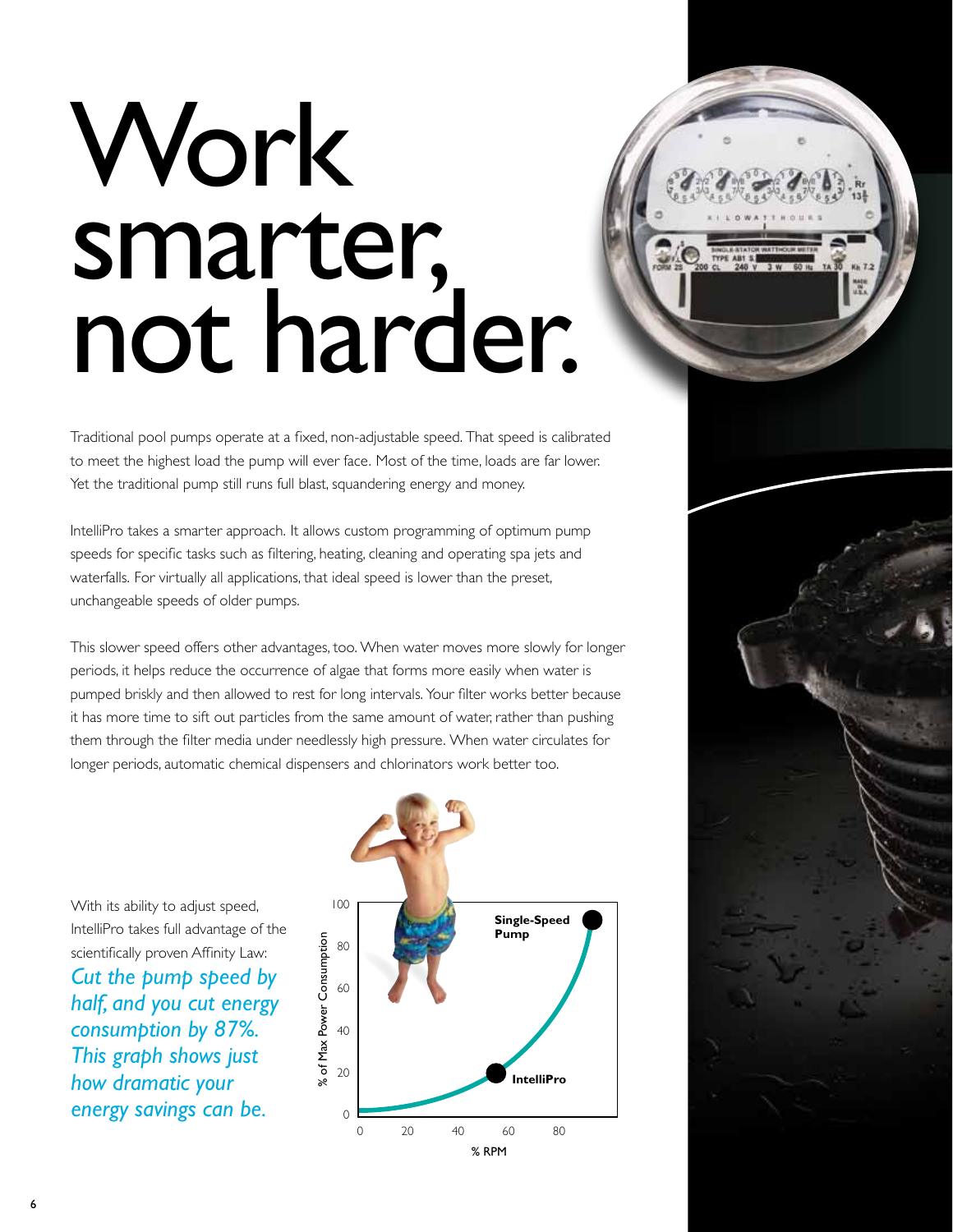# Work smarter, not harder.

Traditional pool pumps operate at a fixed, non-adjustable speed. That speed is calibrated to meet the highest load the pump will ever face. Most of the time, loads are far lower. Yet the traditional pump still runs full blast, squandering energy and money.

IntelliPro takes a smarter approach. It allows custom programming of optimum pump speeds for specific tasks such as filtering, heating, cleaning and operating spa jets and waterfalls. For virtually all applications, that ideal speed is lower than the preset, unchangeable speeds of older pumps.

This slower speed offers other advantages, too. When water moves more slowly for longer periods, it helps reduce the occurrence of algae that forms more easily when water is pumped briskly and then allowed to rest for long intervals. Your filter works better because it has more time to sift out particles from the same amount of water, rather than pushing them through the filter media under needlessly high pressure. When water circulates for longer periods, automatic chemical dispensers and chlorinators work better too.

With its ability to adjust speed, IntelliPro takes full advantage of the scientifically proven Affinity Law: *Cut the pump speed by half, and you cut energy consumption by 87%. This graph shows just how dramatic your energy savings can be.*

**Single-Speed Pump**

**IntelliPro**

% of Max Power Consumption: 0, 20, 40, 60, 80, 100

% RPM: 0, 20, 40, 60, 80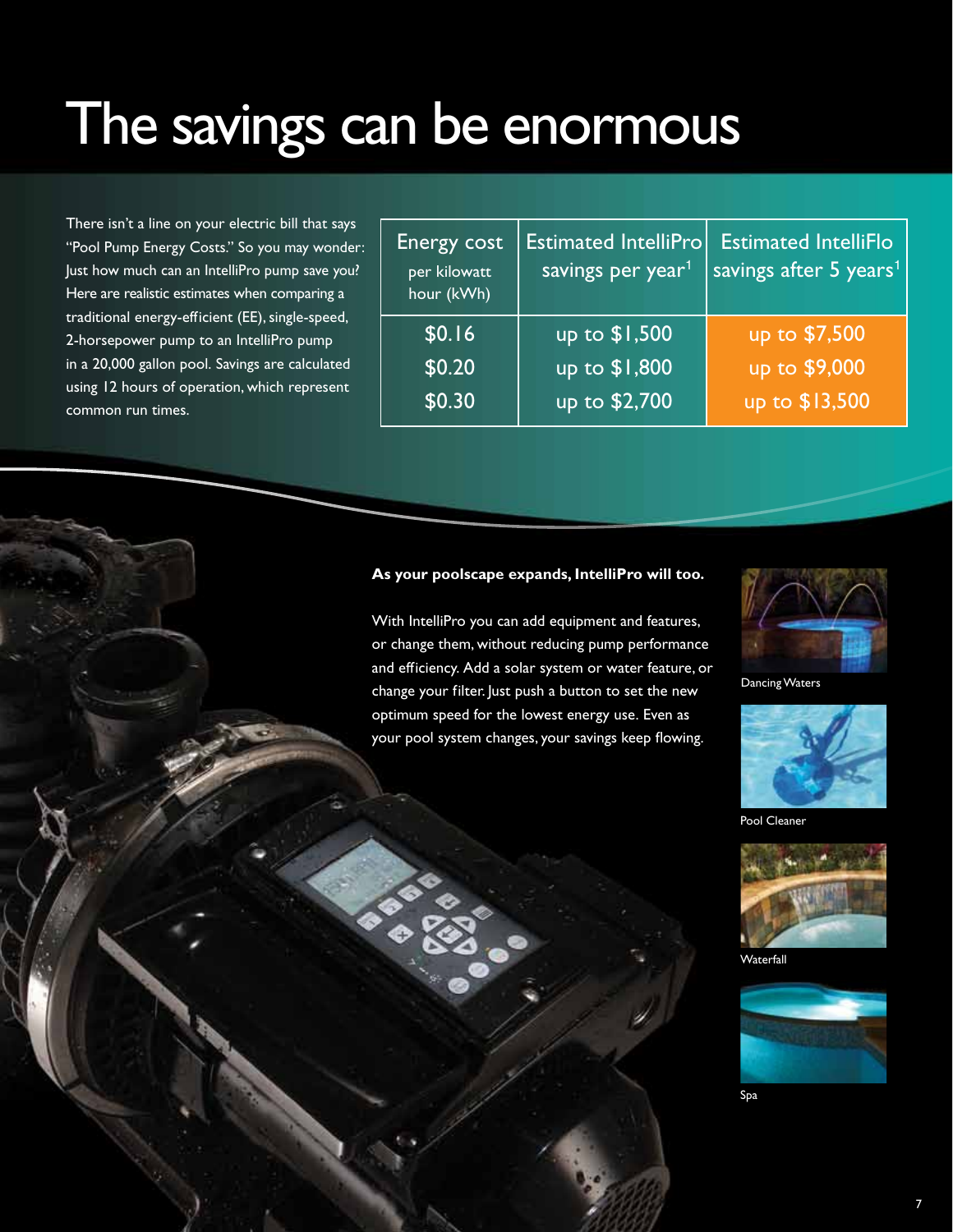# The savings can be enormous

There isn't a line on your electric bill that says "Pool Pump Energy Costs." So you may wonder: Just how much can an IntelliPro pump save you? Here are realistic estimates when comparing a traditional energy-efficient (EE), single-speed, 2-horsepower pump to an IntelliPro pump in a 20,000 gallon pool. Savings are calculated using 12 hours of operation, which represent common run times.

| Energy cost per kilowatt hour (kWh) | Estimated IntelliPro savings per year[1] | Estimated IntelliFlo savings after 5 years[1] |
|---|---|---|
| $0.16 | up to $1,500 | up to $7,500 |
| $0.20 | up to $1,800 | up to $9,000 |
| $0.30 | up to $2,700 | up to $13,500 |

**As your poolscape expands, IntelliPro will too.**

With IntelliPro you can add equipment and features, or change them, without reducing pump performance and efficiency. Add a solar system or water feature, or change your filter. Just push a button to set the new optimum speed for the lowest energy use. Even as your pool system changes, your savings keep flowing.

Dancing Waters

Pool Cleaner

Waterfall

Spa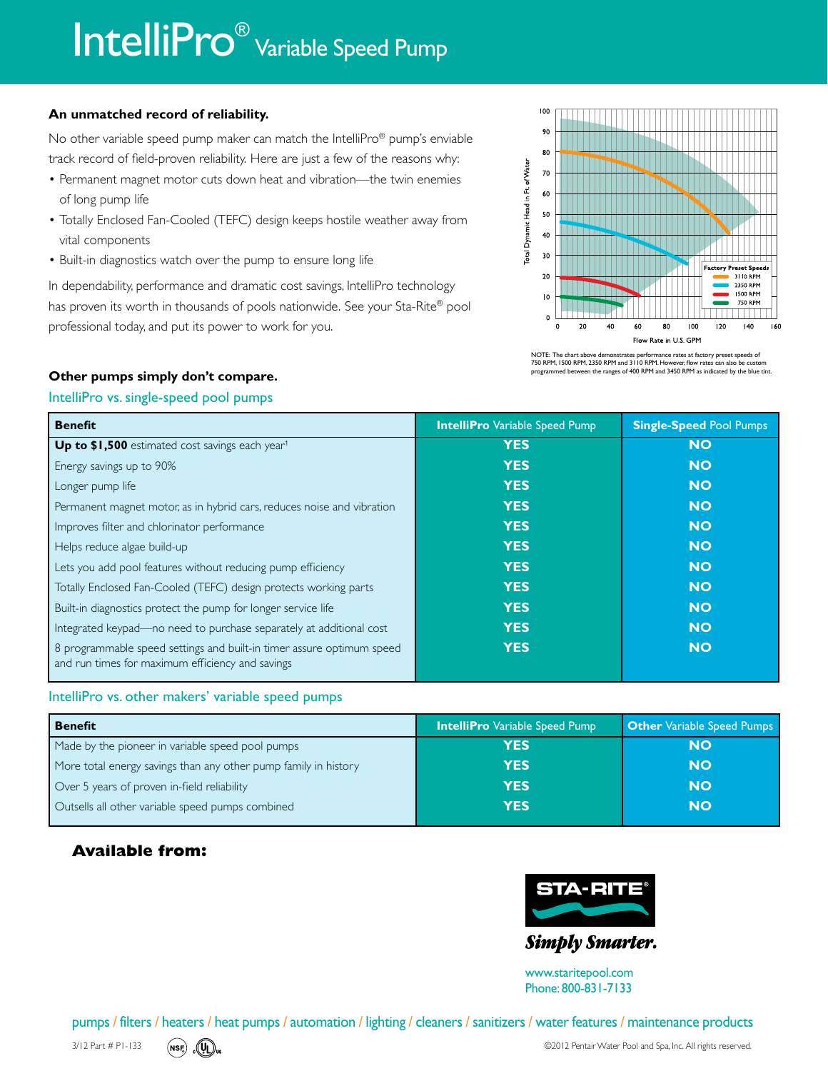# IntelliPro® Variable Speed Pump

**An unmatched record of reliability.**

No other variable speed pump maker can match the IntelliPro® pump's enviable track record of field-proven reliability. Here are just a few of the reasons why:

- Permanent magnet motor cuts down heat and vibration—the twin enemies of long pump life
- Totally Enclosed Fan-Cooled (TEFC) design keeps hostile weather away from vital components
- Built-in diagnostics watch over the pump to ensure long life

In dependability, performance and dramatic cost savings, IntelliPro technology has proven its worth in thousands of pools nationwide. See your Sta-Rite® pool professional today, and put its power to work for you.

Total Dynamic Head in Ft. of Water

100
90
80
70
60
50
40
30
20
10
0

0 20 40 60 80 100 120 140 160

Flow Rate in U.S. GPM

Factory Preset Speeds
3110 RPM
2350 RPM
1500 RPM
750 RPM

NOTE: The chart above demonstrates performance rates at factory preset speeds of 750 RPM, 1500 RPM, 2350 RPM and 3110 RPM. However, flow rates can also be custom programmed between the ranges of 400 RPM and 3450 RPM as indicated by the blue tint.

**Other pumps simply don't compare.**

### IntelliPro vs. single-speed pool pumps

| Benefit | IntelliPro Variable Speed Pump | Single-Speed Pool Pumps |
|---|---|---|
| **Up to $1,500** estimated cost savings each year[1] | YES | NO |
| Energy savings up to 90% | YES | NO |
| Longer pump life | YES | NO |
| Permanent magnet motor, as in hybrid cars, reduces noise and vibration | YES | NO |
| Improves filter and chlorinator performance | YES | NO |
| Helps reduce algae build-up | YES | NO |
| Lets you add pool features without reducing pump efficiency | YES | NO |
| Totally Enclosed Fan-Cooled (TEFC) design protects working parts | YES | NO |
| Built-in diagnostics protect the pump for longer service life | YES | NO |
| Integrated keypad—no need to purchase separately at additional cost | YES | NO |
| 8 programmable speed settings and built-in timer assure optimum speed and run times for maximum efficiency and savings | YES | NO |

### IntelliPro vs. other makers' variable speed pumps

| Benefit | IntelliPro Variable Speed Pump | Other Variable Speed Pumps |
|---|---|---|
| Made by the pioneer in variable speed pool pumps | YES | NO |
| More total energy savings than any other pump family in history | YES | NO |
| Over 5 years of proven in-field reliability | YES | NO |
| Outsells all other variable speed pumps combined | YES | NO |

**Available from:**

STA-RITE®

*Simply Smarter.*

www.staritepool.com
Phone: 800-831-7133

pumps / filters / heaters / heat pumps / automation / lighting / cleaners / sanitizers / water features / maintenance products

3/12 Part # P1-133

©2012 Pentair Water Pool and Spa, Inc. All rights reserved.